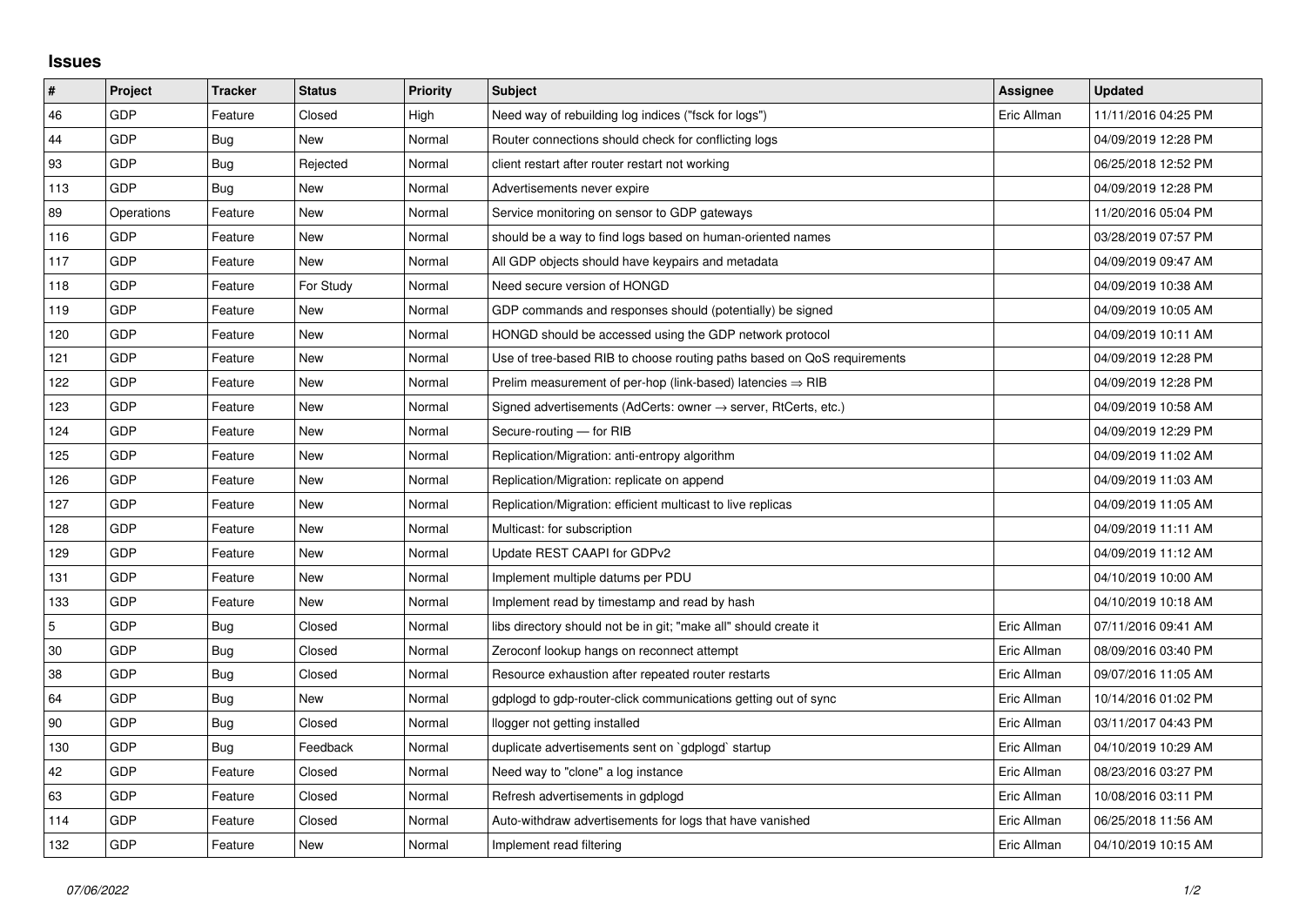## Issues

| # | Project | Tracker | Status | Priority | Subject | Assignee | Updated |
|---|---|---|---|---|---|---|---|
| 46 | GDP | Feature | Closed | High | Need way of rebuilding log indices ("fsck for logs") | Eric Allman | 11/11/2016 04:25 PM |
| 44 | GDP | Bug | New | Normal | Router connections should check for conflicting logs | | 04/09/2019 12:28 PM |
| 93 | GDP | Bug | Rejected | Normal | client restart after router restart not working | | 06/25/2018 12:52 PM |
| 113 | GDP | Bug | New | Normal | Advertisements never expire | | 04/09/2019 12:28 PM |
| 89 | Operations | Feature | New | Normal | Service monitoring on sensor to GDP gateways | | 11/20/2016 05:04 PM |
| 116 | GDP | Feature | New | Normal | should be a way to find logs based on human-oriented names | | 03/28/2019 07:57 PM |
| 117 | GDP | Feature | New | Normal | All GDP objects should have keypairs and metadata | | 04/09/2019 09:47 AM |
| 118 | GDP | Feature | For Study | Normal | Need secure version of HONGD | | 04/09/2019 10:38 AM |
| 119 | GDP | Feature | New | Normal | GDP commands and responses should (potentially) be signed | | 04/09/2019 10:05 AM |
| 120 | GDP | Feature | New | Normal | HONGD should be accessed using the GDP network protocol | | 04/09/2019 10:11 AM |
| 121 | GDP | Feature | New | Normal | Use of tree-based RIB to choose routing paths based on QoS requirements | | 04/09/2019 12:28 PM |
| 122 | GDP | Feature | New | Normal | Prelim measurement of per-hop (link-based) latencies ⇒ RIB | | 04/09/2019 12:28 PM |
| 123 | GDP | Feature | New | Normal | Signed advertisements (AdCerts: owner → server, RtCerts, etc.) | | 04/09/2019 10:58 AM |
| 124 | GDP | Feature | New | Normal | Secure-routing — for RIB | | 04/09/2019 12:29 PM |
| 125 | GDP | Feature | New | Normal | Replication/Migration: anti-entropy algorithm | | 04/09/2019 11:02 AM |
| 126 | GDP | Feature | New | Normal | Replication/Migration: replicate on append | | 04/09/2019 11:03 AM |
| 127 | GDP | Feature | New | Normal | Replication/Migration: efficient multicast to live replicas | | 04/09/2019 11:05 AM |
| 128 | GDP | Feature | New | Normal | Multicast: for subscription | | 04/09/2019 11:11 AM |
| 129 | GDP | Feature | New | Normal | Update REST CAAPI for GDPv2 | | 04/09/2019 11:12 AM |
| 131 | GDP | Feature | New | Normal | Implement multiple datums per PDU | | 04/10/2019 10:00 AM |
| 133 | GDP | Feature | New | Normal | Implement read by timestamp and read by hash | | 04/10/2019 10:18 AM |
| 5 | GDP | Bug | Closed | Normal | libs directory should not be in git; "make all" should create it | Eric Allman | 07/11/2016 09:41 AM |
| 30 | GDP | Bug | Closed | Normal | Zeroconf lookup hangs on reconnect attempt | Eric Allman | 08/09/2016 03:40 PM |
| 38 | GDP | Bug | Closed | Normal | Resource exhaustion after repeated router restarts | Eric Allman | 09/07/2016 11:05 AM |
| 64 | GDP | Bug | New | Normal | gdplogd to gdp-router-click communications getting out of sync | Eric Allman | 10/14/2016 01:02 PM |
| 90 | GDP | Bug | Closed | Normal | llogger not getting installed | Eric Allman | 03/11/2017 04:43 PM |
| 130 | GDP | Bug | Feedback | Normal | duplicate advertisements sent on `gdplogd` startup | Eric Allman | 04/10/2019 10:29 AM |
| 42 | GDP | Feature | Closed | Normal | Need way to "clone" a log instance | Eric Allman | 08/23/2016 03:27 PM |
| 63 | GDP | Feature | Closed | Normal | Refresh advertisements in gdplogd | Eric Allman | 10/08/2016 03:11 PM |
| 114 | GDP | Feature | Closed | Normal | Auto-withdraw advertisements for logs that have vanished | Eric Allman | 06/25/2018 11:56 AM |
| 132 | GDP | Feature | New | Normal | Implement read filtering | Eric Allman | 04/10/2019 10:15 AM |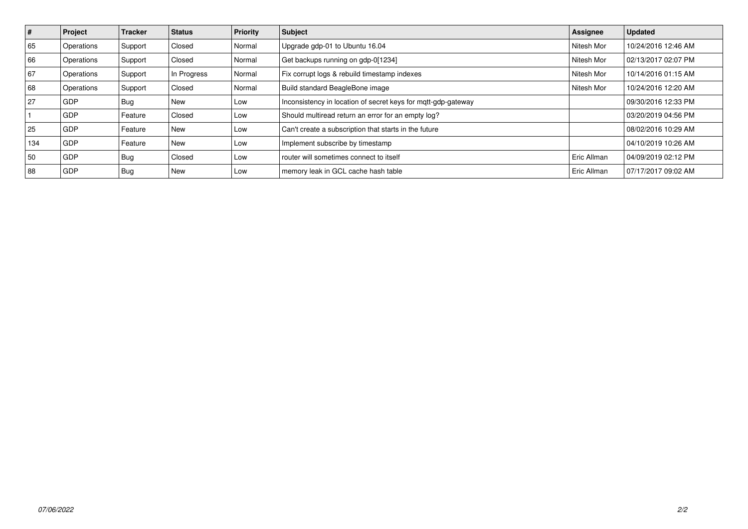| # | Project | Tracker | Status | Priority | Subject | Assignee | Updated |
|---|---|---|---|---|---|---|---|
| 65 | Operations | Support | Closed | Normal | Upgrade gdp-01 to Ubuntu 16.04 | Nitesh Mor | 10/24/2016 12:46 AM |
| 66 | Operations | Support | Closed | Normal | Get backups running on gdp-0[1234] | Nitesh Mor | 02/13/2017 02:07 PM |
| 67 | Operations | Support | In Progress | Normal | Fix corrupt logs & rebuild timestamp indexes | Nitesh Mor | 10/14/2016 01:15 AM |
| 68 | Operations | Support | Closed | Normal | Build standard BeagleBone image | Nitesh Mor | 10/24/2016 12:20 AM |
| 27 | GDP | Bug | New | Low | Inconsistency in location of secret keys for mqtt-gdp-gateway | | 09/30/2016 12:33 PM |
| 1 | GDP | Feature | Closed | Low | Should multiread return an error for an empty log? | | 03/20/2019 04:56 PM |
| 25 | GDP | Feature | New | Low | Can't create a subscription that starts in the future | | 08/02/2016 10:29 AM |
| 134 | GDP | Feature | New | Low | Implement subscribe by timestamp | | 04/10/2019 10:26 AM |
| 50 | GDP | Bug | Closed | Low | router will sometimes connect to itself | Eric Allman | 04/09/2019 02:12 PM |
| 88 | GDP | Bug | New | Low | memory leak in GCL cache hash table | Eric Allman | 07/17/2017 09:02 AM |